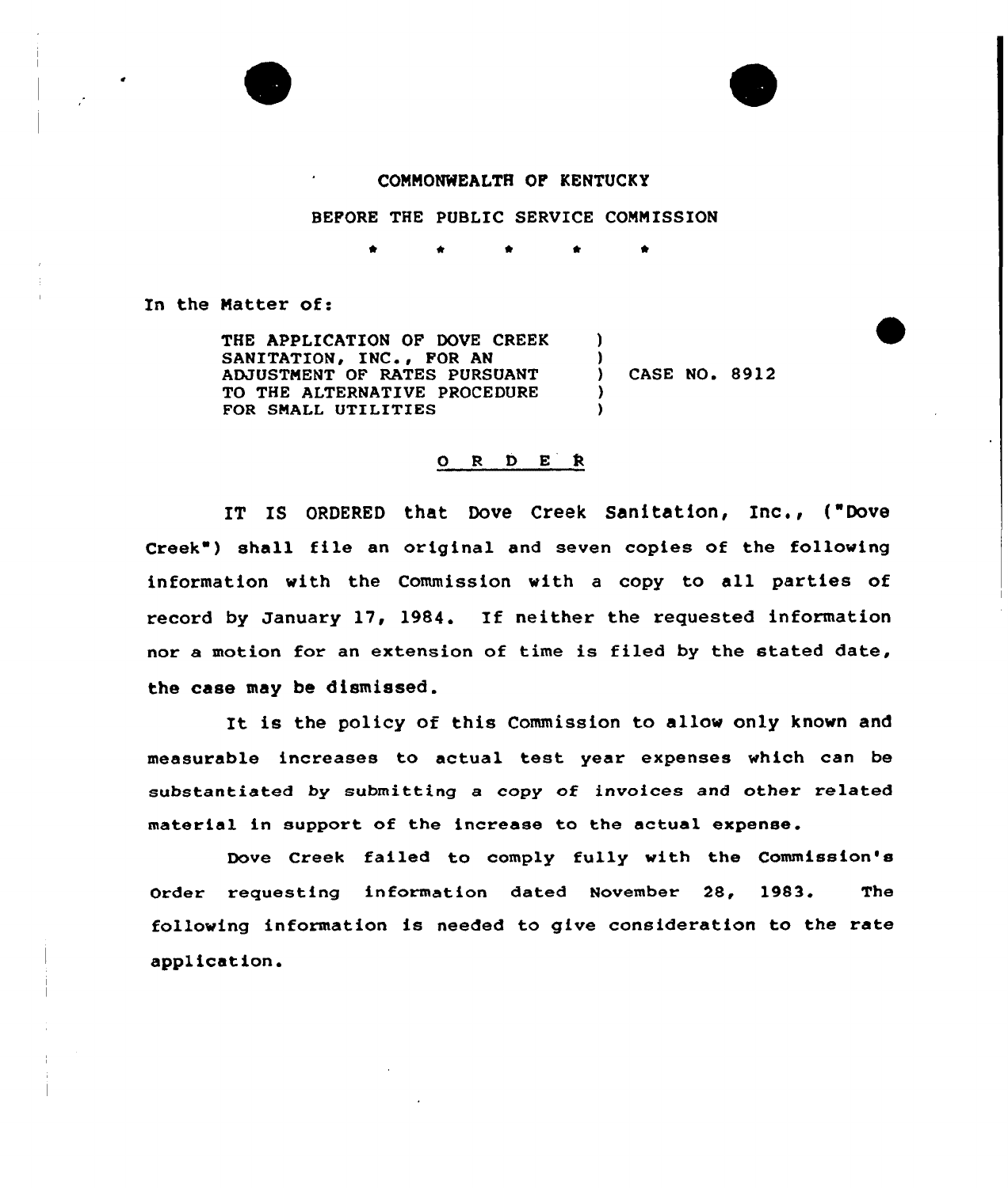COMMONWEALTH OF KENTUCKY

BEFORE THE PUBLIC SERVICE COMMISSION

\* \* \* \* \*

In the Matter of:

| | | |
|---|---|---|
| THE APPLICATION OF DOVE CREEK SANITATION, INC., FOR AN ADJUSTMENT OF RATES PURSUANT TO THE ALTERNATIVE PROCEDURE FOR SMALL UTILITIES | ) | CASE NO. 8912 |

O R D E R

IT IS ORDERED that Dove Creek Sanitation, Inc., ("Dove Creek") shall file an original and seven copies of the following information with the Commission with a copy to all parties of record by January 17, 1984. If neither the requested information nor a motion for an extension of time is filed by the stated date, the case may be dismissed.

It is the policy of this Commission to allow only known and measurable increases to actual test year expenses which can be substantiated by submitting a copy of invoices and other related material in support of the increase to the actual expense.

Dove Creek failed to comply fully with the Commission's Order requesting information dated November 28, 1983. The following information is needed to give consideration to the rate application.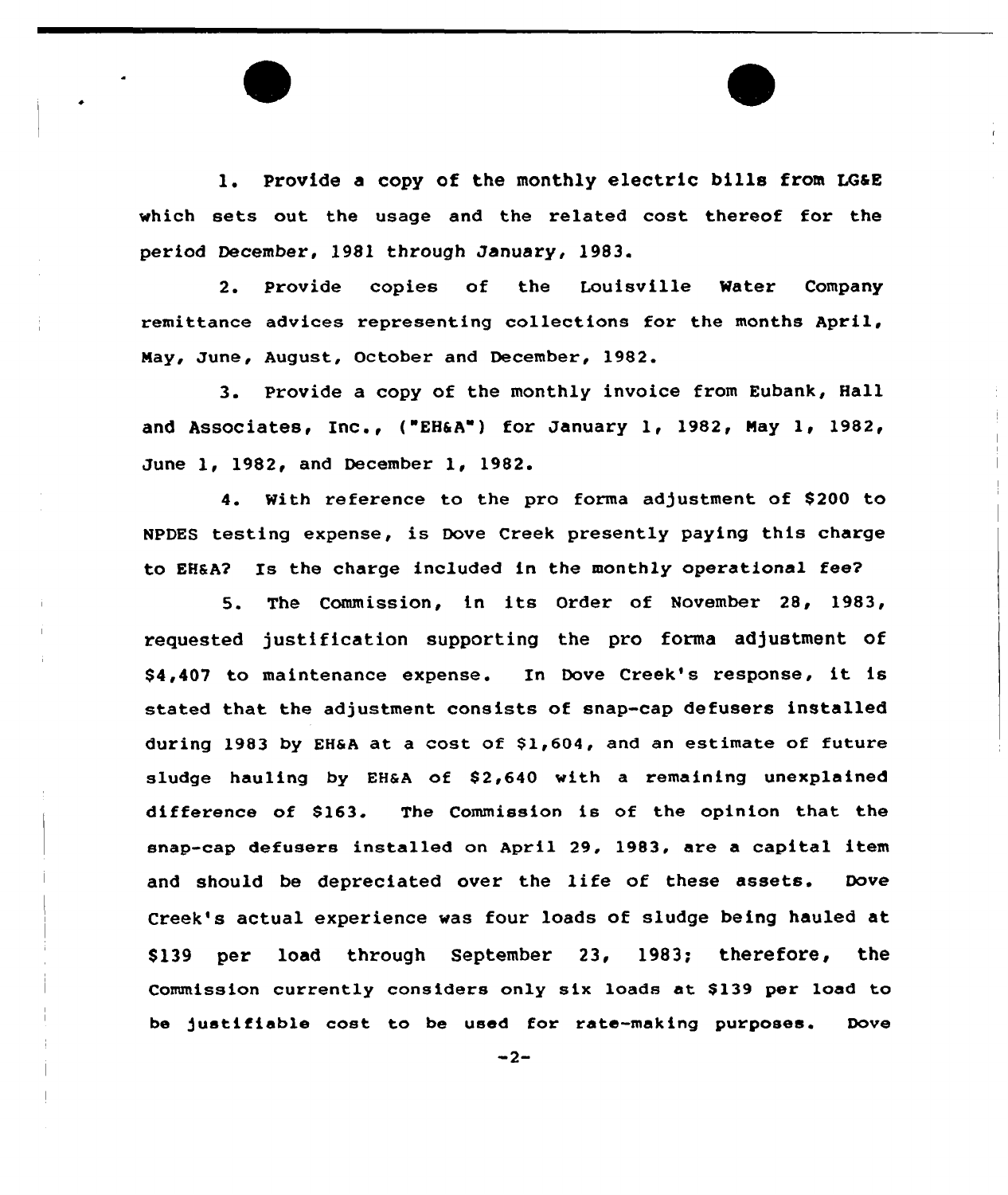1. Provide a copy of the monthly electric bills from LG&E which sets out the usage and the related cost thereof for the period December, 1981 through January, 1983.

2. Provide copies of the Louisville Water Company remittance advices representing collections for the months April, May, June, August, October and December, 1982.

3. Provide a copy of the monthly invoice from Eubank, Hall and Associates, Inc., ("EH&A") for January 1, 1982, May 1, 1982, June 1, 1982, and December 1, 1982.

4. With reference to the pro forma adjustment of $200 to NPDES testing expense, is Dove Creek presently paying this charge to EH&A? Is the charge included in the monthly operational fee?

5. The Commission, in its Order of November 28, 1983, requested justification supporting the pro forma adjustment of $4,407 to maintenance expense. In Dove Creek's response, it is stated that the adjustment consists of snap-cap defusers installed during 1983 by EH&A at a cost of $1,604, and an estimate of future sludge hauling by EH&A of $2,640 with a remaining unexplained difference of $163. The Commission is of the opinion that the snap-cap defusers installed on April 29, 1983, are a capital item and should be depreciated over the life of these assets. Dove Creek's actual experience was four loads of sludge being hauled at $139 per load through September 23, 1983; therefore, the Commission currently considers only six loads at $139 per load to be justifiable cost to be used for rate-making purposes. Dove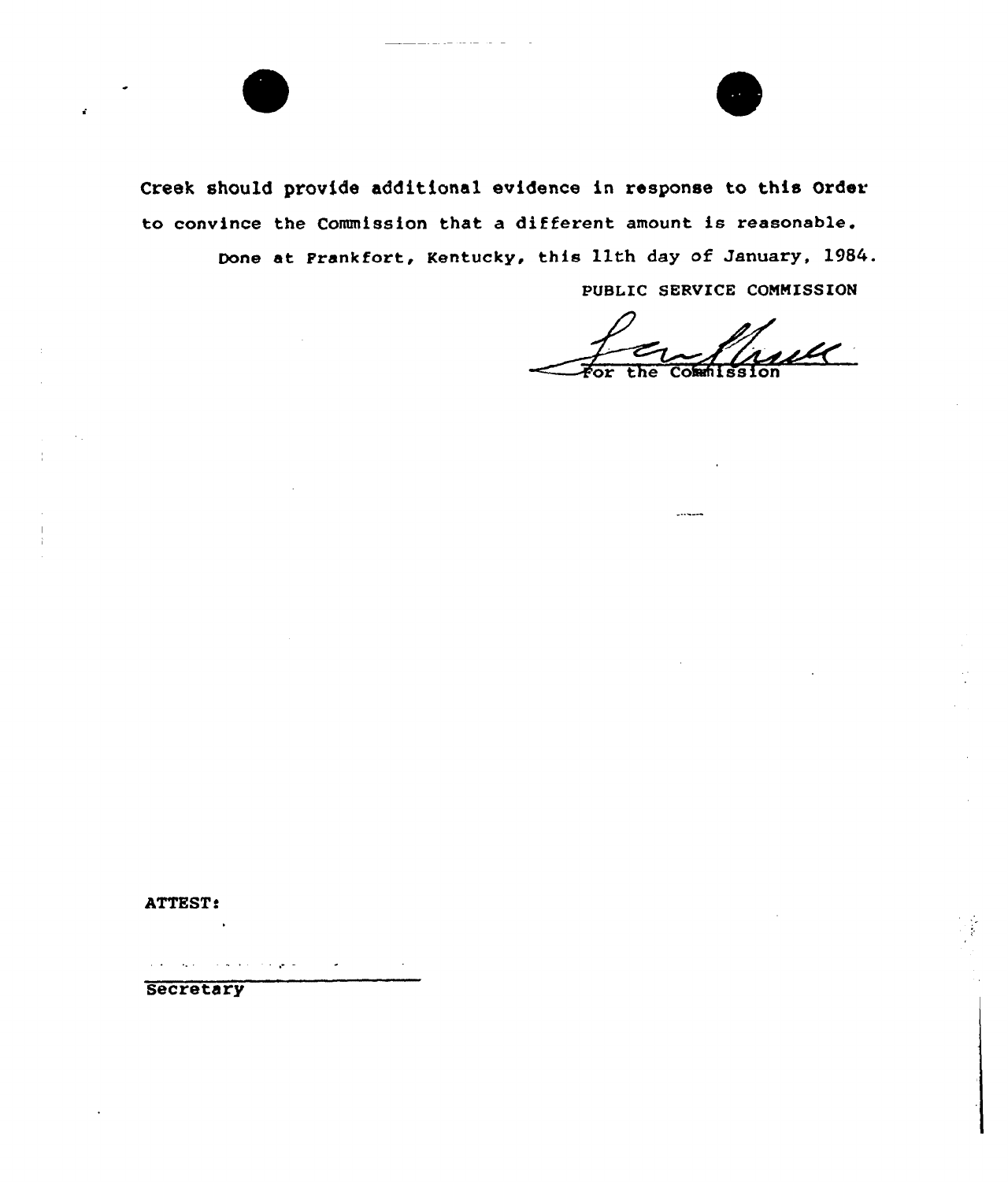Creek should provide additional evidence in response to this Order to convince the Commission that a different amount is reasonable.

Done at Frankfort, Kentucky, this 11th day of January, 1984.

PUBLIC SERVICE COMMISSION

For the Commission

ATTEST:

Secretary